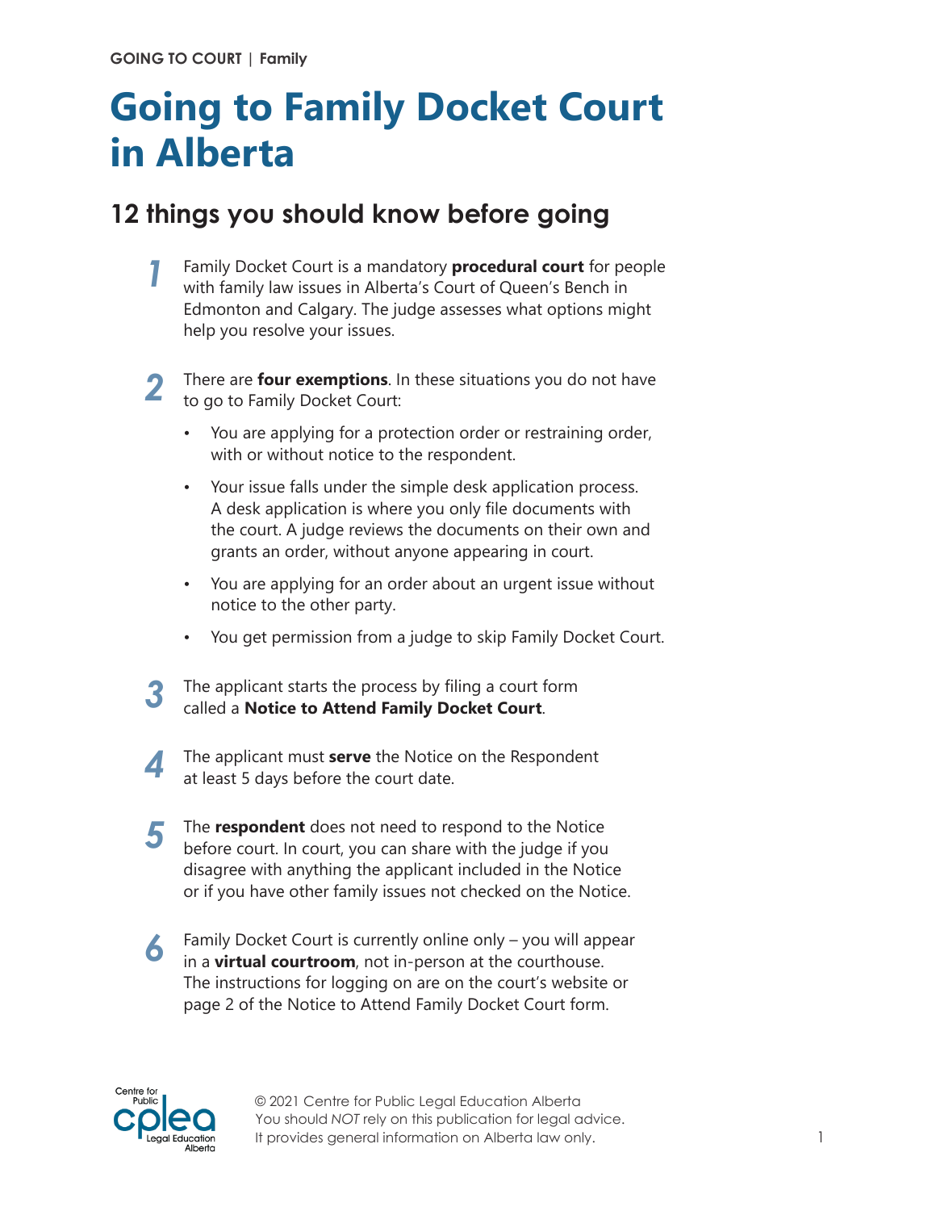GOING TO COURT | Family

# Going to Family Docket Court in Alberta

## 12 things you should know before going

1. Family Docket Court is a mandatory **procedural court** for people with family law issues in Alberta's Court of Queen's Bench in Edmonton and Calgary. The judge assesses what options might help you resolve your issues.

2. There are **four exemptions**. In these situations you do not have to go to Family Docket Court:

   - You are applying for a protection order or restraining order, with or without notice to the respondent.
   - Your issue falls under the simple desk application process. A desk application is where you only file documents with the court. A judge reviews the documents on their own and grants an order, without anyone appearing in court.
   - You are applying for an order about an urgent issue without notice to the other party.
   - You get permission from a judge to skip Family Docket Court.

3. The applicant starts the process by filing a court form called a **Notice to Attend Family Docket Court**.

4. The applicant must **serve** the Notice on the Respondent at least 5 days before the court date.

5. The **respondent** does not need to respond to the Notice before court. In court, you can share with the judge if you disagree with anything the applicant included in the Notice or if you have other family issues not checked on the Notice.

6. Family Docket Court is currently online only – you will appear in a **virtual courtroom**, not in-person at the courthouse. The instructions for logging on are on the court's website or page 2 of the Notice to Attend Family Docket Court form.

© 2021 Centre for Public Legal Education Alberta
You should *NOT* rely on this publication for legal advice.
It provides general information on Alberta law only.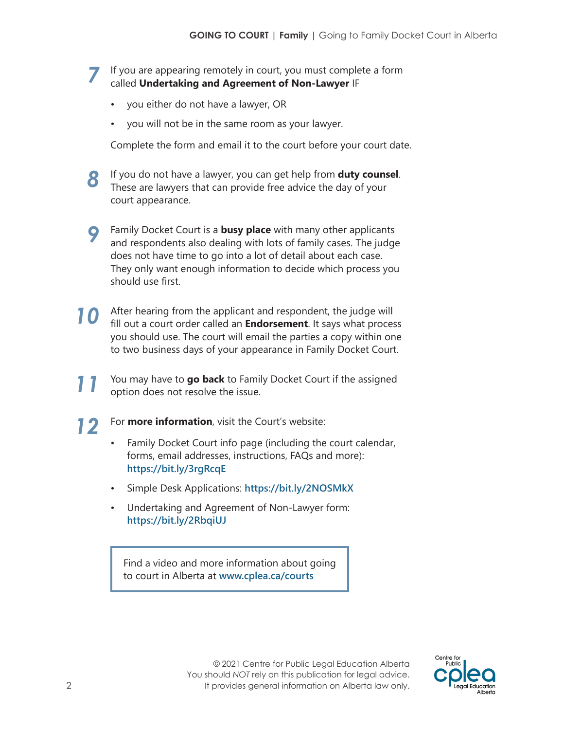7. If you are appearing remotely in court, you must complete a form called **Undertaking and Agreement of Non-Lawyer** IF

   - you either do not have a lawyer, OR
   - you will not be in the same room as your lawyer.

   Complete the form and email it to the court before your court date.

8. If you do not have a lawyer, you can get help from **duty counsel**. These are lawyers that can provide free advice the day of your court appearance.

9. Family Docket Court is a **busy place** with many other applicants and respondents also dealing with lots of family cases. The judge does not have time to go into a lot of detail about each case. They only want enough information to decide which process you should use first.

10. After hearing from the applicant and respondent, the judge will fill out a court order called an **Endorsement**. It says what process you should use. The court will email the parties a copy within one to two business days of your appearance in Family Docket Court.

11. You may have to **go back** to Family Docket Court if the assigned option does not resolve the issue.

12. For **more information**, visit the Court's website:

    - Family Docket Court info page (including the court calendar, forms, email addresses, instructions, FAQs and more): **https://bit.ly/3rgRcqE**
    - Simple Desk Applications: **https://bit.ly/2NOSMkX**
    - Undertaking and Agreement of Non-Lawyer form: **https://bit.ly/2RbqiUJ**

Find a video and more information about going to court in Alberta at **www.cplea.ca/courts**

© 2021 Centre for Public Legal Education Alberta
You should *NOT* rely on this publication for legal advice.
It provides general information on Alberta law only.